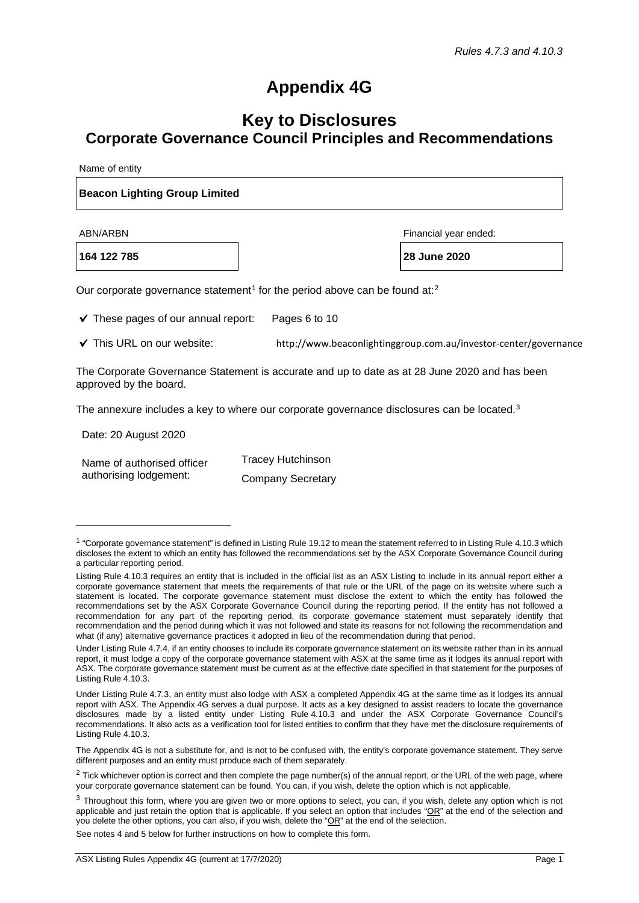*Rules 4.7.3 and 4.10.3*

# Appendix 4G

## Key to Disclosures
## Corporate Governance Council Principles and Recommendations

Name of entity

**Beacon Lighting Group Limited**

| ABN/ARBN | Financial year ended: |
|---|---|
| **164 122 785** | **28 June 2020** |

Our corporate governance statement[1] for the period above can be found at:[2]

✔ These pages of our annual report: Pages 6 to 10

✔ This URL on our website: http://www.beaconlightinggroup.com.au/investor-center/governance

The Corporate Governance Statement is accurate and up to date as at 28 June 2020 and has been approved by the board.

The annexure includes a key to where our corporate governance disclosures can be located.[3]

Date: 20 August 2020

Name of authorised officer authorising lodgement: Tracey Hutchinson
Company Secretary

---

[1] "Corporate governance statement" is defined in Listing Rule 19.12 to mean the statement referred to in Listing Rule 4.10.3 which discloses the extent to which an entity has followed the recommendations set by the ASX Corporate Governance Council during a particular reporting period.

Listing Rule 4.10.3 requires an entity that is included in the official list as an ASX Listing to include in its annual report either a corporate governance statement that meets the requirements of that rule or the URL of the page on its website where such a statement is located. The corporate governance statement must disclose the extent to which the entity has followed the recommendations set by the ASX Corporate Governance Council during the reporting period. If the entity has not followed a recommendation for any part of the reporting period, its corporate governance statement must separately identify that recommendation and the period during which it was not followed and state its reasons for not following the recommendation and what (if any) alternative governance practices it adopted in lieu of the recommendation during that period.

Under Listing Rule 4.7.4, if an entity chooses to include its corporate governance statement on its website rather than in its annual report, it must lodge a copy of the corporate governance statement with ASX at the same time as it lodges its annual report with ASX. The corporate governance statement must be current as at the effective date specified in that statement for the purposes of Listing Rule 4.10.3.

Under Listing Rule 4.7.3, an entity must also lodge with ASX a completed Appendix 4G at the same time as it lodges its annual report with ASX. The Appendix 4G serves a dual purpose. It acts as a key designed to assist readers to locate the governance disclosures made by a listed entity under Listing Rule 4.10.3 and under the ASX Corporate Governance Council's recommendations. It also acts as a verification tool for listed entities to confirm that they have met the disclosure requirements of Listing Rule 4.10.3.

The Appendix 4G is not a substitute for, and is not to be confused with, the entity's corporate governance statement. They serve different purposes and an entity must produce each of them separately.

[2] Tick whichever option is correct and then complete the page number(s) of the annual report, or the URL of the web page, where your corporate governance statement can be found. You can, if you wish, delete the option which is not applicable.

[3] Throughout this form, where you are given two or more options to select, you can, if you wish, delete any option which is not applicable and just retain the option that is applicable. If you select an option that includes "OR" at the end of the selection and you delete the other options, you can also, if you wish, delete the "OR" at the end of the selection.

See notes 4 and 5 below for further instructions on how to complete this form.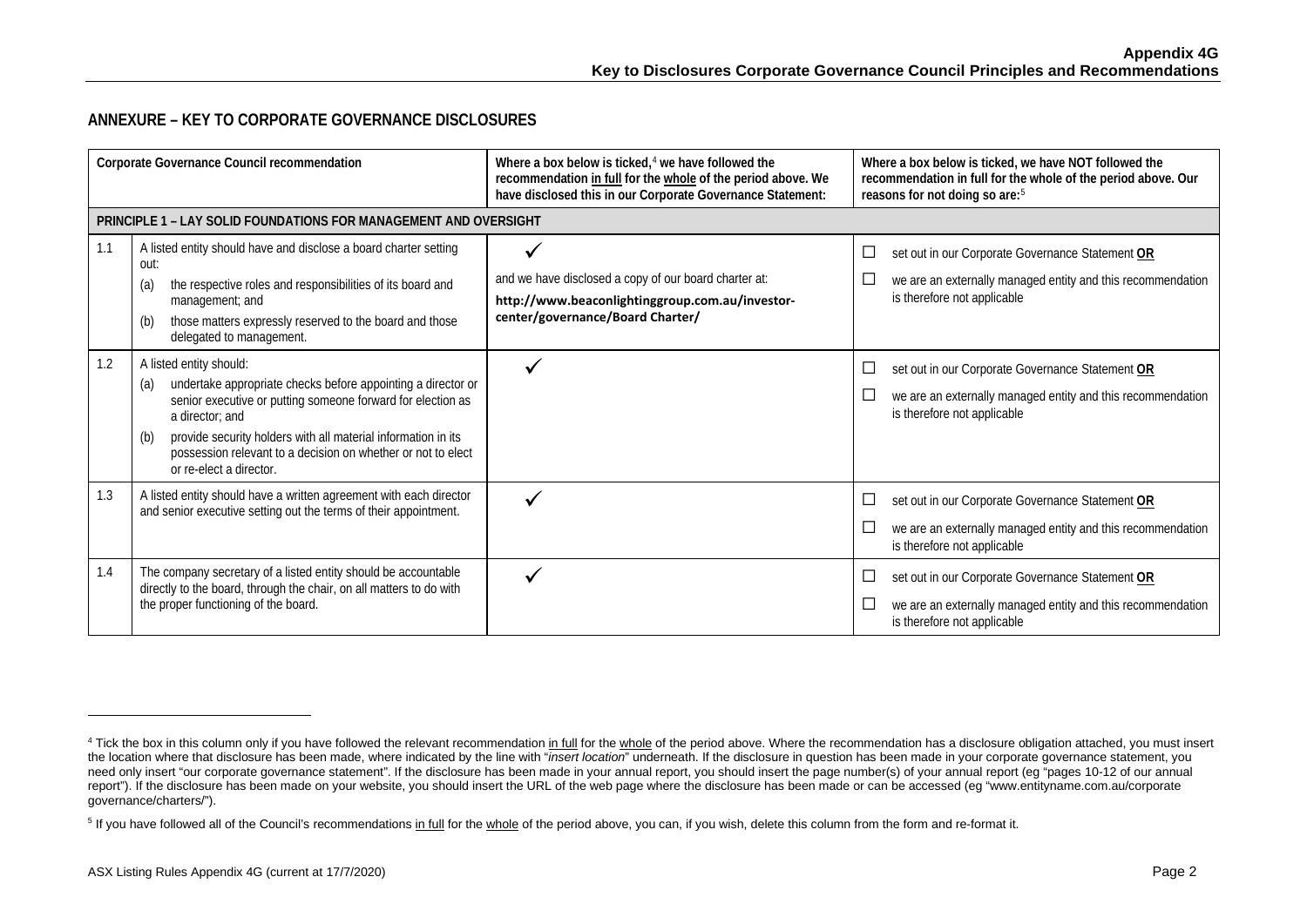## ANNEXURE – KEY TO CORPORATE GOVERNANCE DISCLOSURES

| Corporate Governance Council recommendation | | Where a box below is ticked,[4] we have followed the recommendation in full for the whole of the period above. We have disclosed this in our Corporate Governance Statement: | Where a box below is ticked, we have NOT followed the recommendation in full for the whole of the period above. Our reasons for not doing so are:[5] |
|---|---|---|---|
| **PRINCIPLE 1 – LAY SOLID FOUNDATIONS FOR MANAGEMENT AND OVERSIGHT** | | | |
| 1.1 | A listed entity should have and disclose a board charter setting out:<br>(a) the respective roles and responsibilities of its board and management; and<br>(b) those matters expressly reserved to the board and those delegated to management. | ✓<br>and we have disclosed a copy of our board charter at:<br>**http://www.beaconlightinggroup.com.au/investor-center/governance/Board Charter/** | ☐ set out in our Corporate Governance Statement **OR**<br>☐ we are an externally managed entity and this recommendation is therefore not applicable |
| 1.2 | A listed entity should:<br>(a) undertake appropriate checks before appointing a director or senior executive or putting someone forward for election as a director; and<br>(b) provide security holders with all material information in its possession relevant to a decision on whether or not to elect or re-elect a director. | ✓ | ☐ set out in our Corporate Governance Statement **OR**<br>☐ we are an externally managed entity and this recommendation is therefore not applicable |
| 1.3 | A listed entity should have a written agreement with each director and senior executive setting out the terms of their appointment. | ✓ | ☐ set out in our Corporate Governance Statement **OR**<br>☐ we are an externally managed entity and this recommendation is therefore not applicable |
| 1.4 | The company secretary of a listed entity should be accountable directly to the board, through the chair, on all matters to do with the proper functioning of the board. | ✓ | ☐ set out in our Corporate Governance Statement **OR**<br>☐ we are an externally managed entity and this recommendation is therefore not applicable |

[4] Tick the box in this column only if you have followed the relevant recommendation in full for the whole of the period above. Where the recommendation has a disclosure obligation attached, you must insert the location where that disclosure has been made, where indicated by the line with "*insert location*" underneath. If the disclosure in question has been made in your corporate governance statement, you need only insert "our corporate governance statement". If the disclosure has been made in your annual report, you should insert the page number(s) of your annual report (eg "pages 10-12 of our annual report"). If the disclosure has been made on your website, you should insert the URL of the web page where the disclosure has been made or can be accessed (eg "www.entityname.com.au/corporate governance/charters/").

[5] If you have followed all of the Council's recommendations in full for the whole of the period above, you can, if you wish, delete this column from the form and re-format it.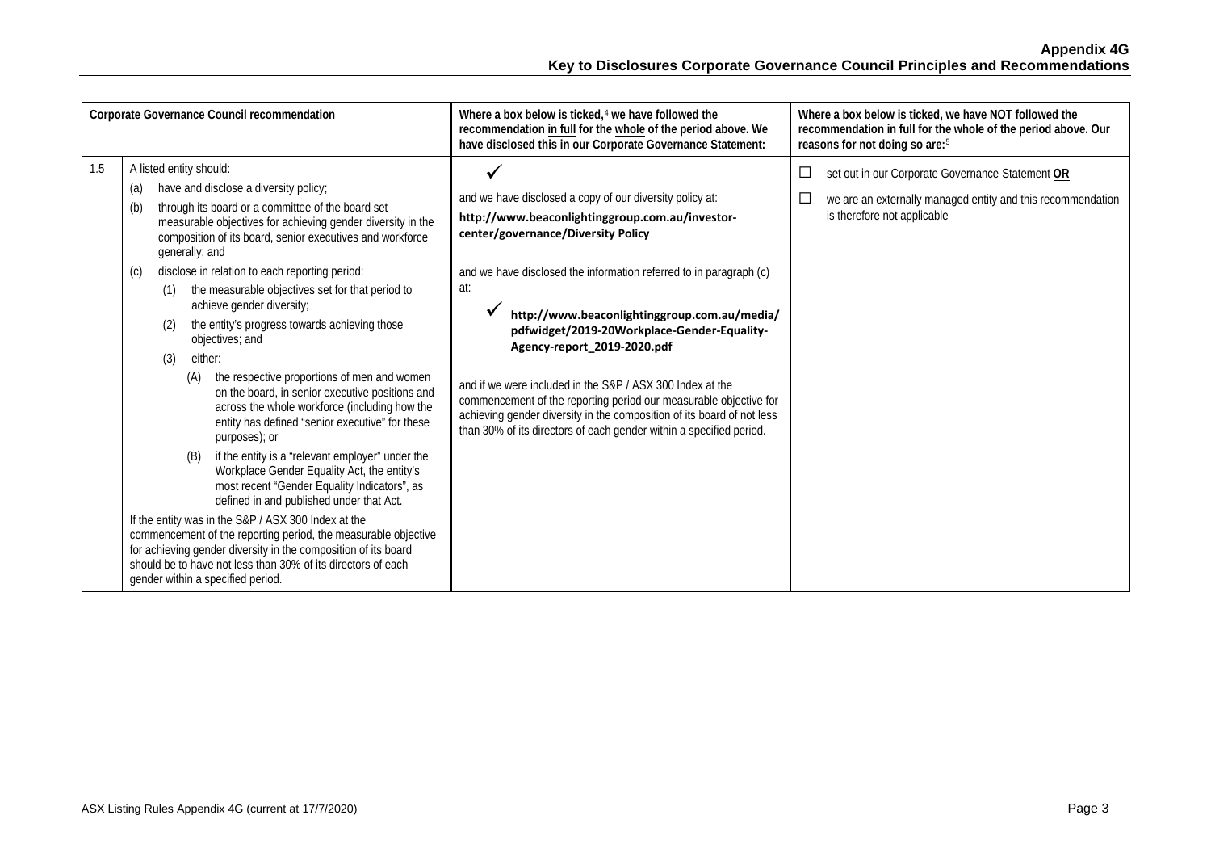| | Corporate Governance Council recommendation | Where a box below is ticked,[4] we have followed the recommendation in full for the whole of the period above. We have disclosed this in our Corporate Governance Statement: | Where a box below is ticked, we have NOT followed the recommendation in full for the whole of the period above. Our reasons for not doing so are:[5] |
|---|---|---|---|
| 1.5 | A listed entity should:<br>(a) have and disclose a diversity policy;<br>(b) through its board or a committee of the board set measurable objectives for achieving gender diversity in the composition of its board, senior executives and workforce generally; and<br>(c) disclose in relation to each reporting period:<br>(1) the measurable objectives set for that period to achieve gender diversity;<br>(2) the entity's progress towards achieving those objectives; and<br>(3) either:<br>(A) the respective proportions of men and women on the board, in senior executive positions and across the whole workforce (including how the entity has defined "senior executive" for these purposes); or<br>(B) if the entity is a "relevant employer" under the Workplace Gender Equality Act, the entity's most recent "Gender Equality Indicators", as defined in and published under that Act.<br>If the entity was in the S&P / ASX 300 Index at the commencement of the reporting period, the measurable objective for achieving gender diversity in the composition of its board should be to have not less than 30% of its directors of each gender within a specified period. | ✓<br>and we have disclosed a copy of our diversity policy at:<br>**http://www.beaconlightinggroup.com.au/investor-center/governance/Diversity Policy**<br>and we have disclosed the information referred to in paragraph (c) at:<br>✓ **http://www.beaconlightinggroup.com.au/media/pdfwidget/2019-20Workplace-Gender-Equality-Agency-report_2019-2020.pdf**<br>and if we were included in the S&P / ASX 300 Index at the commencement of the reporting period our measurable objective for achieving gender diversity in the composition of its board of not less than 30% of its directors of each gender within a specified period. | ☐ set out in our Corporate Governance Statement **OR**<br>☐ we are an externally managed entity and this recommendation is therefore not applicable |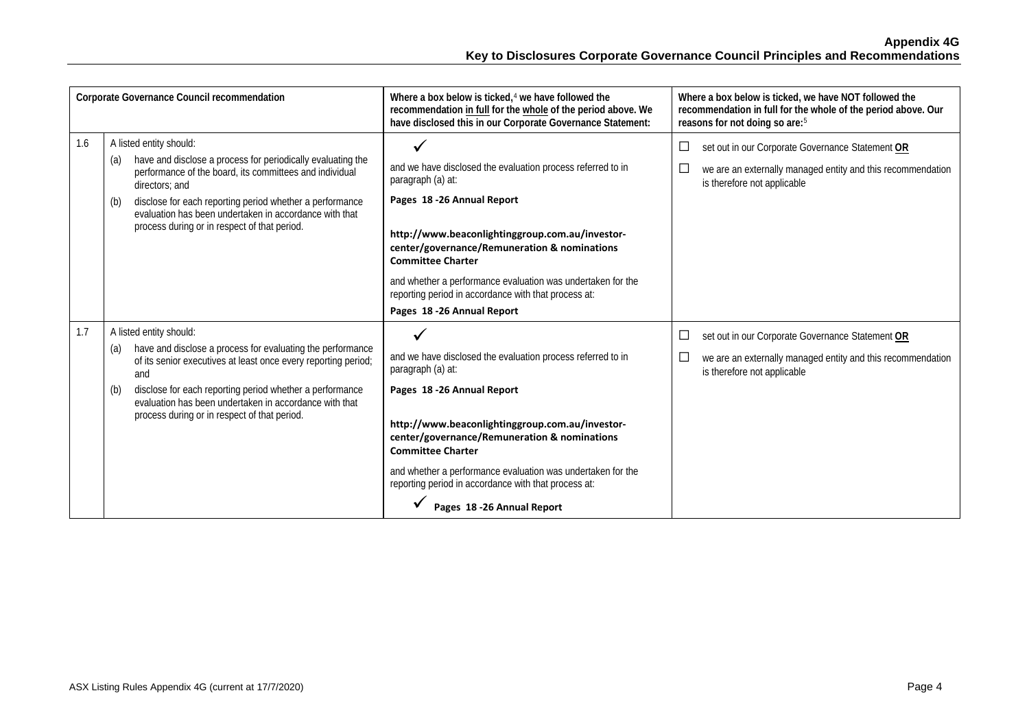| | Corporate Governance Council recommendation | Where a box below is ticked,[4] we have followed the recommendation in full for the whole of the period above. We have disclosed this in our Corporate Governance Statement: | Where a box below is ticked, we have NOT followed the recommendation in full for the whole of the period above. Our reasons for not doing so are:[5] |
|---|---|---|---|
| 1.6 | A listed entity should:<br>(a) have and disclose a process for periodically evaluating the performance of the board, its committees and individual directors; and<br>(b) disclose for each reporting period whether a performance evaluation has been undertaken in accordance with that process during or in respect of that period. | ✓<br>and we have disclosed the evaluation process referred to in paragraph (a) at:<br>**Pages 18 -26 Annual Report**<br>**http://www.beaconlightinggroup.com.au/investor-center/governance/Remuneration & nominations Committee Charter**<br>and whether a performance evaluation was undertaken for the reporting period in accordance with that process at:<br>**Pages 18 -26 Annual Report** | ☐ set out in our Corporate Governance Statement **OR**<br>☐ we are an externally managed entity and this recommendation is therefore not applicable |
| 1.7 | A listed entity should:<br>(a) have and disclose a process for evaluating the performance of its senior executives at least once every reporting period; and<br>(b) disclose for each reporting period whether a performance evaluation has been undertaken in accordance with that process during or in respect of that period. | ✓<br>and we have disclosed the evaluation process referred to in paragraph (a) at:<br>**Pages 18 -26 Annual Report**<br>**http://www.beaconlightinggroup.com.au/investor-center/governance/Remuneration & nominations Committee Charter**<br>and whether a performance evaluation was undertaken for the reporting period in accordance with that process at:<br>✓ **Pages 18 -26 Annual Report** | ☐ set out in our Corporate Governance Statement **OR**<br>☐ we are an externally managed entity and this recommendation is therefore not applicable |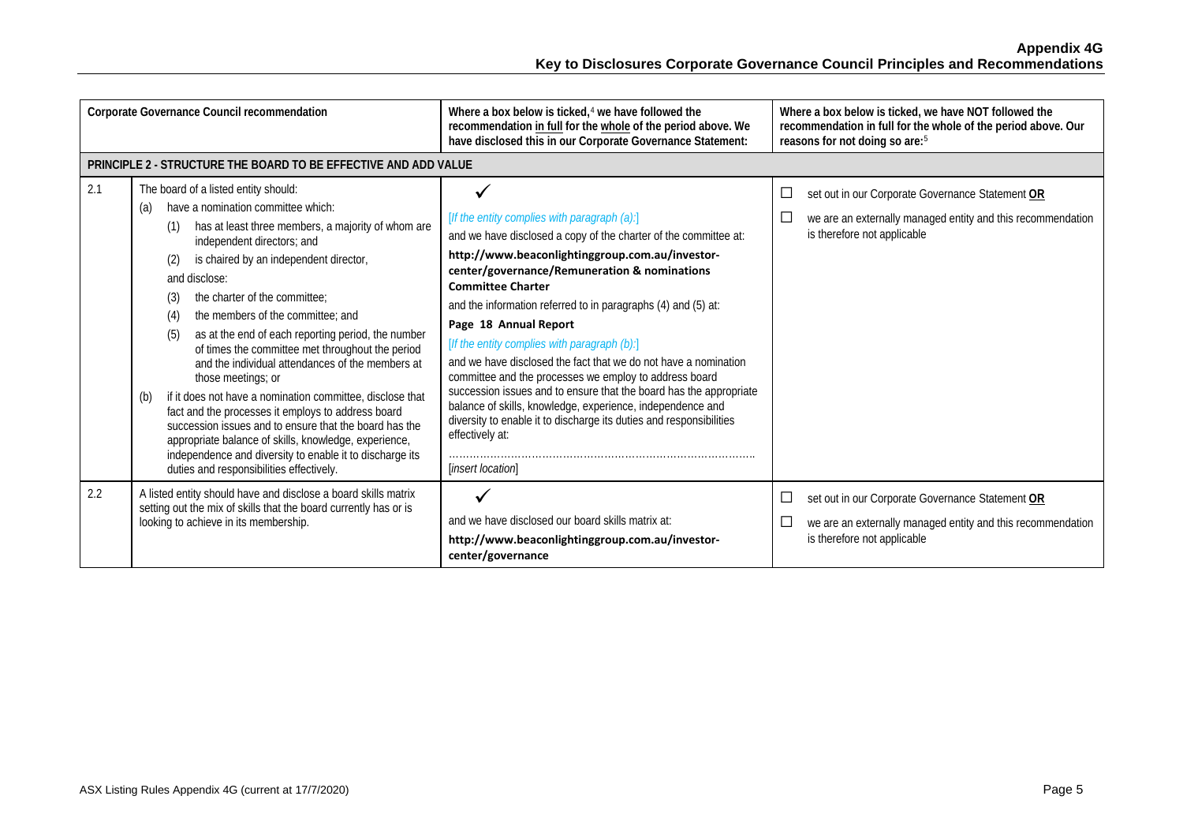# Appendix 4G
## Key to Disclosures Corporate Governance Council Principles and Recommendations

| | Corporate Governance Council recommendation | Where a box below is ticked,[4] we have followed the recommendation in full for the whole of the period above. We have disclosed this in our Corporate Governance Statement: | Where a box below is ticked, we have NOT followed the recommendation in full for the whole of the period above. Our reasons for not doing so are:[5] |
|---|---|---|---|
| **PRINCIPLE 2 - STRUCTURE THE BOARD TO BE EFFECTIVE AND ADD VALUE** | | | |
| 2.1 | The board of a listed entity should:<br>(a) have a nomination committee which:<br>(1) has at least three members, a majority of whom are independent directors; and<br>(2) is chaired by an independent director,<br>and disclose:<br>(3) the charter of the committee;<br>(4) the members of the committee; and<br>(5) as at the end of each reporting period, the number of times the committee met throughout the period and the individual attendances of the members at those meetings; or<br>(b) if it does not have a nomination committee, disclose that fact and the processes it employs to address board succession issues and to ensure that the board has the appropriate balance of skills, knowledge, experience, independence and diversity to enable it to discharge its duties and responsibilities effectively. | ✓<br>*[If the entity complies with paragraph (a):]*<br>and we have disclosed a copy of the charter of the committee at:<br>**http://www.beaconlightinggroup.com.au/investor-center/governance/Remuneration & nominations Committee Charter**<br>and the information referred to in paragraphs (4) and (5) at:<br>**Page 18 Annual Report**<br>*[If the entity complies with paragraph (b):]*<br>and we have disclosed the fact that we do not have a nomination committee and the processes we employ to address board succession issues and to ensure that the board has the appropriate balance of skills, knowledge, experience, independence and diversity to enable it to discharge its duties and responsibilities effectively at:<br>…………………………………………………………………………<br>*[insert location]* | ☐ set out in our Corporate Governance Statement **OR**<br>☐ we are an externally managed entity and this recommendation is therefore not applicable |
| 2.2 | A listed entity should have and disclose a board skills matrix setting out the mix of skills that the board currently has or is looking to achieve in its membership. | ✓<br>and we have disclosed our board skills matrix at:<br>**http://www.beaconlightinggroup.com.au/investor-center/governance** | ☐ set out in our Corporate Governance Statement **OR**<br>☐ we are an externally managed entity and this recommendation is therefore not applicable |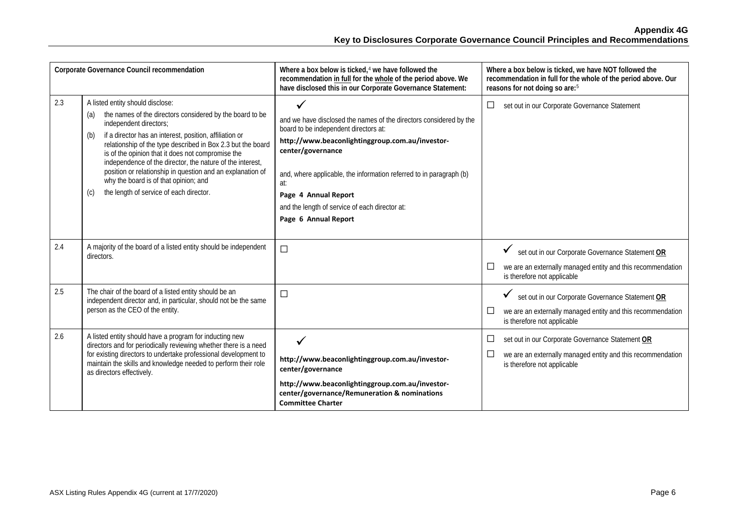| Corporate Governance Council recommendation | | Where a box below is ticked,[4] we have followed the recommendation in full for the whole of the period above. We have disclosed this in our Corporate Governance Statement: | Where a box below is ticked, we have NOT followed the recommendation in full for the whole of the period above. Our reasons for not doing so are:[5] |
|---|---|---|---|
| 2.3 | A listed entity should disclose:<br>(a) the names of the directors considered by the board to be independent directors;<br>(b) if a director has an interest, position, affiliation or relationship of the type described in Box 2.3 but the board is of the opinion that it does not compromise the independence of the director, the nature of the interest, position or relationship in question and an explanation of why the board is of that opinion; and<br>(c) the length of service of each director. | ✓<br>and we have disclosed the names of the directors considered by the board to be independent directors at:<br>**http://www.beaconlightinggroup.com.au/investor-center/governance**<br>and, where applicable, the information referred to in paragraph (b) at:<br>**Page 4 Annual Report**<br>and the length of service of each director at:<br>**Page 6 Annual Report** | ☐ set out in our Corporate Governance Statement |
| 2.4 | A majority of the board of a listed entity should be independent directors. | ☐ | ✓ set out in our Corporate Governance Statement **OR**<br>☐ we are an externally managed entity and this recommendation is therefore not applicable |
| 2.5 | The chair of the board of a listed entity should be an independent director and, in particular, should not be the same person as the CEO of the entity. | ☐ | ✓ set out in our Corporate Governance Statement **OR**<br>☐ we are an externally managed entity and this recommendation is therefore not applicable |
| 2.6 | A listed entity should have a program for inducting new directors and for periodically reviewing whether there is a need for existing directors to undertake professional development to maintain the skills and knowledge needed to perform their role as directors effectively. | ✓<br>**http://www.beaconlightinggroup.com.au/investor-center/governance**<br>**http://www.beaconlightinggroup.com.au/investor-center/governance/Remuneration & nominations Committee Charter** | ☐ set out in our Corporate Governance Statement **OR**<br>☐ we are an externally managed entity and this recommendation is therefore not applicable |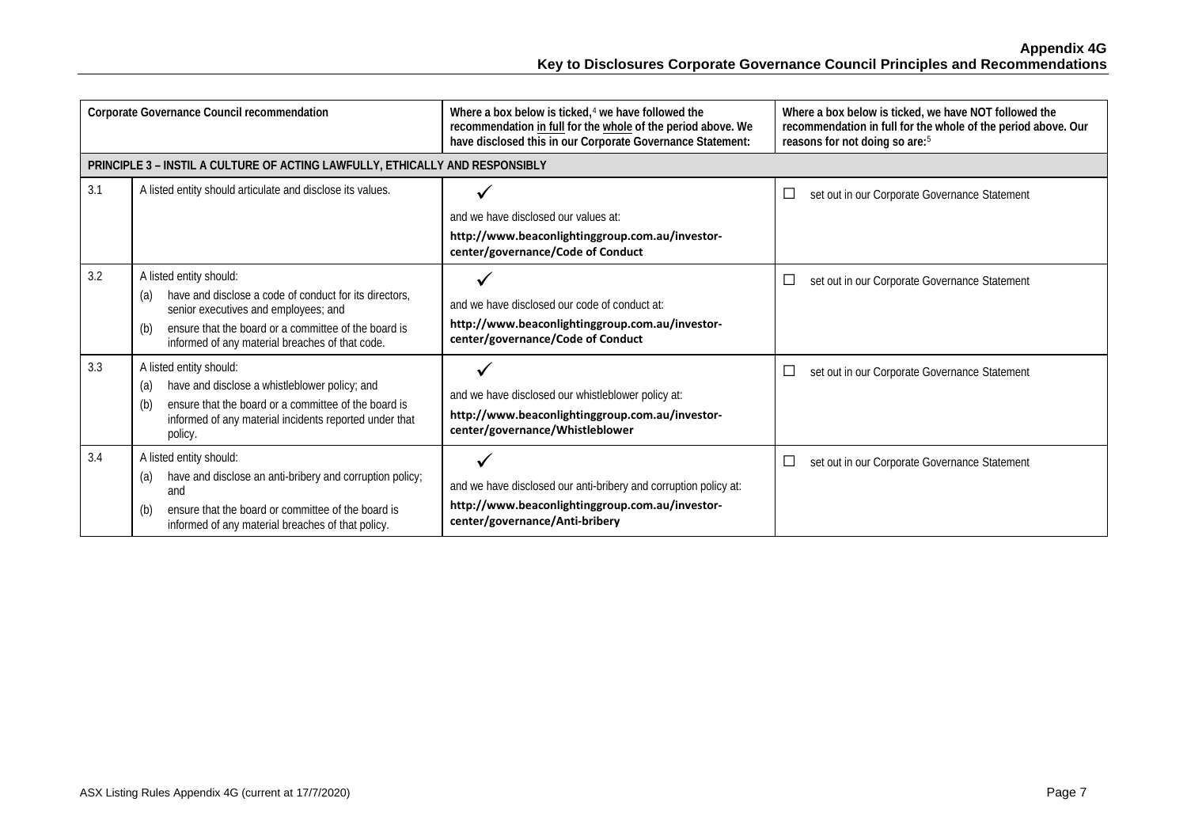| Corporate Governance Council recommendation | | Where a box below is ticked,[4] we have followed the recommendation <u>in full</u> for the <u>whole</u> of the period above. We have disclosed this in our Corporate Governance Statement: | Where a box below is ticked, we have NOT followed the recommendation in full for the whole of the period above. Our reasons for not doing so are:[5] |
|---|---|---|---|
| **PRINCIPLE 3 – INSTIL A CULTURE OF ACTING LAWFULLY, ETHICALLY AND RESPONSIBLY** | | | |
| 3.1 | A listed entity should articulate and disclose its values. | ✓<br>and we have disclosed our values at:<br>**http://www.beaconlightinggroup.com.au/investor-center/governance/Code of Conduct** | ☐ set out in our Corporate Governance Statement |
| 3.2 | A listed entity should:<br>(a) have and disclose a code of conduct for its directors, senior executives and employees; and<br>(b) ensure that the board or a committee of the board is informed of any material breaches of that code. | ✓<br>and we have disclosed our code of conduct at:<br>**http://www.beaconlightinggroup.com.au/investor-center/governance/Code of Conduct** | ☐ set out in our Corporate Governance Statement |
| 3.3 | A listed entity should:<br>(a) have and disclose a whistleblower policy; and<br>(b) ensure that the board or a committee of the board is informed of any material incidents reported under that policy. | ✓<br>and we have disclosed our whistleblower policy at:<br>**http://www.beaconlightinggroup.com.au/investor-center/governance/Whistleblower** | ☐ set out in our Corporate Governance Statement |
| 3.4 | A listed entity should:<br>(a) have and disclose an anti-bribery and corruption policy; and<br>(b) ensure that the board or committee of the board is informed of any material breaches of that policy. | ✓<br>and we have disclosed our anti-bribery and corruption policy at:<br>**http://www.beaconlightinggroup.com.au/investor-center/governance/Anti-bribery** | ☐ set out in our Corporate Governance Statement |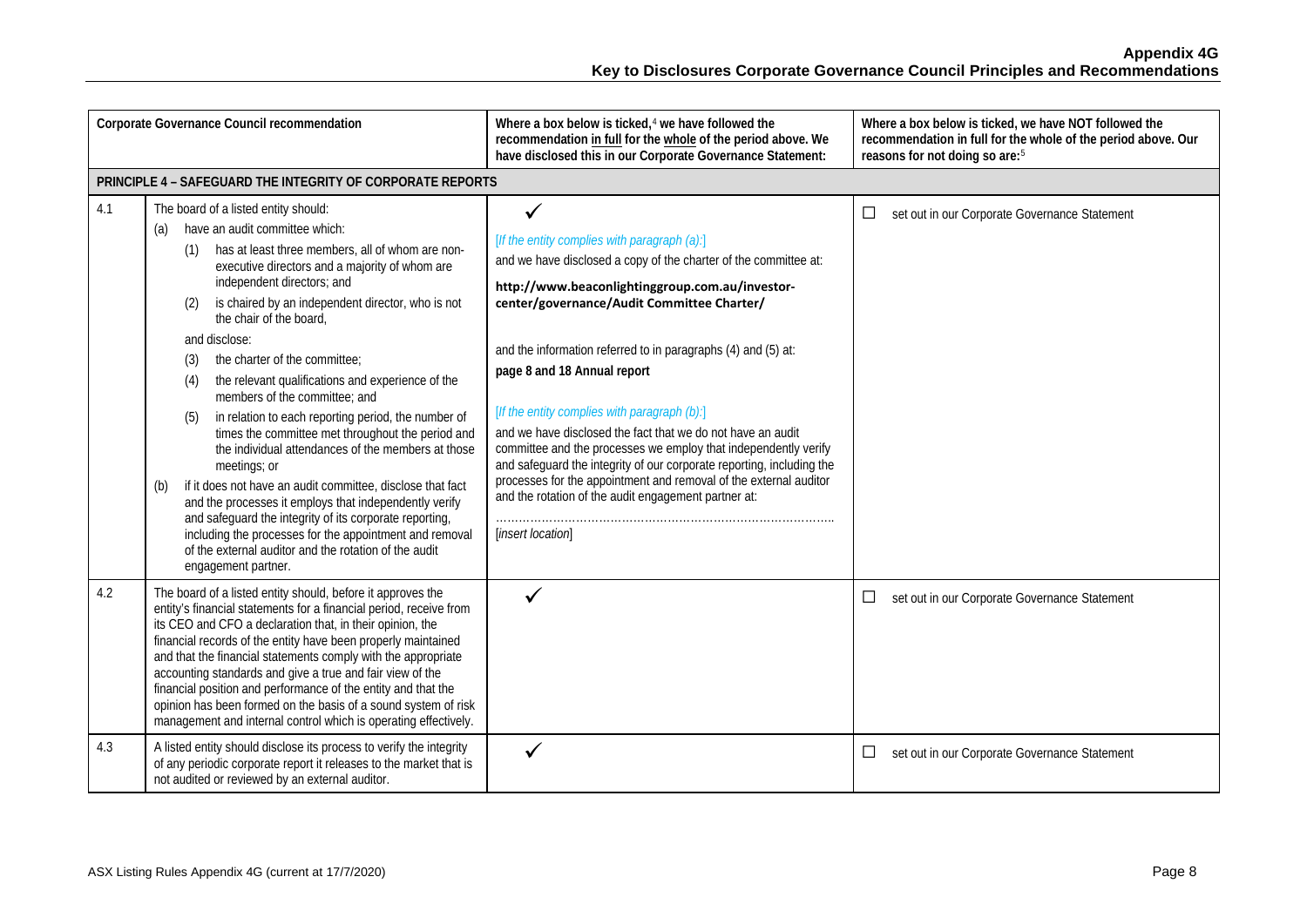| | Corporate Governance Council recommendation | Where a box below is ticked,[4] we have followed the recommendation in full for the whole of the period above. We have disclosed this in our Corporate Governance Statement: | Where a box below is ticked, we have NOT followed the recommendation in full for the whole of the period above. Our reasons for not doing so are:[5] |
|---|---|---|---|
| **PRINCIPLE 4 – SAFEGUARD THE INTEGRITY OF CORPORATE REPORTS** | | | |
| 4.1 | The board of a listed entity should:<br>(a) have an audit committee which:<br>(1) has at least three members, all of whom are non-executive directors and a majority of whom are independent directors; and<br>(2) is chaired by an independent director, who is not the chair of the board,<br>and disclose:<br>(3) the charter of the committee;<br>(4) the relevant qualifications and experience of the members of the committee; and<br>(5) in relation to each reporting period, the number of times the committee met throughout the period and the individual attendances of the members at those meetings; or<br>(b) if it does not have an audit committee, disclose that fact and the processes it employs that independently verify and safeguard the integrity of its corporate reporting, including the processes for the appointment and removal of the external auditor and the rotation of the audit engagement partner. | ✓<br>*[If the entity complies with paragraph (a):]*<br>and we have disclosed a copy of the charter of the committee at:<br>**http://www.beaconlightinggroup.com.au/investor-center/governance/Audit Committee Charter/**<br>and the information referred to in paragraphs (4) and (5) at:<br>**page 8 and 18 Annual report**<br>*[If the entity complies with paragraph (b):]*<br>and we have disclosed the fact that we do not have an audit committee and the processes we employ that independently verify and safeguard the integrity of our corporate reporting, including the processes for the appointment and removal of the external auditor and the rotation of the audit engagement partner at:<br>…………………………………………………………………………..<br>*[insert location]* | ☐ set out in our Corporate Governance Statement |
| 4.2 | The board of a listed entity should, before it approves the entity's financial statements for a financial period, receive from its CEO and CFO a declaration that, in their opinion, the financial records of the entity have been properly maintained and that the financial statements comply with the appropriate accounting standards and give a true and fair view of the financial position and performance of the entity and that the opinion has been formed on the basis of a sound system of risk management and internal control which is operating effectively. | ✓ | ☐ set out in our Corporate Governance Statement |
| 4.3 | A listed entity should disclose its process to verify the integrity of any periodic corporate report it releases to the market that is not audited or reviewed by an external auditor. | ✓ | ☐ set out in our Corporate Governance Statement |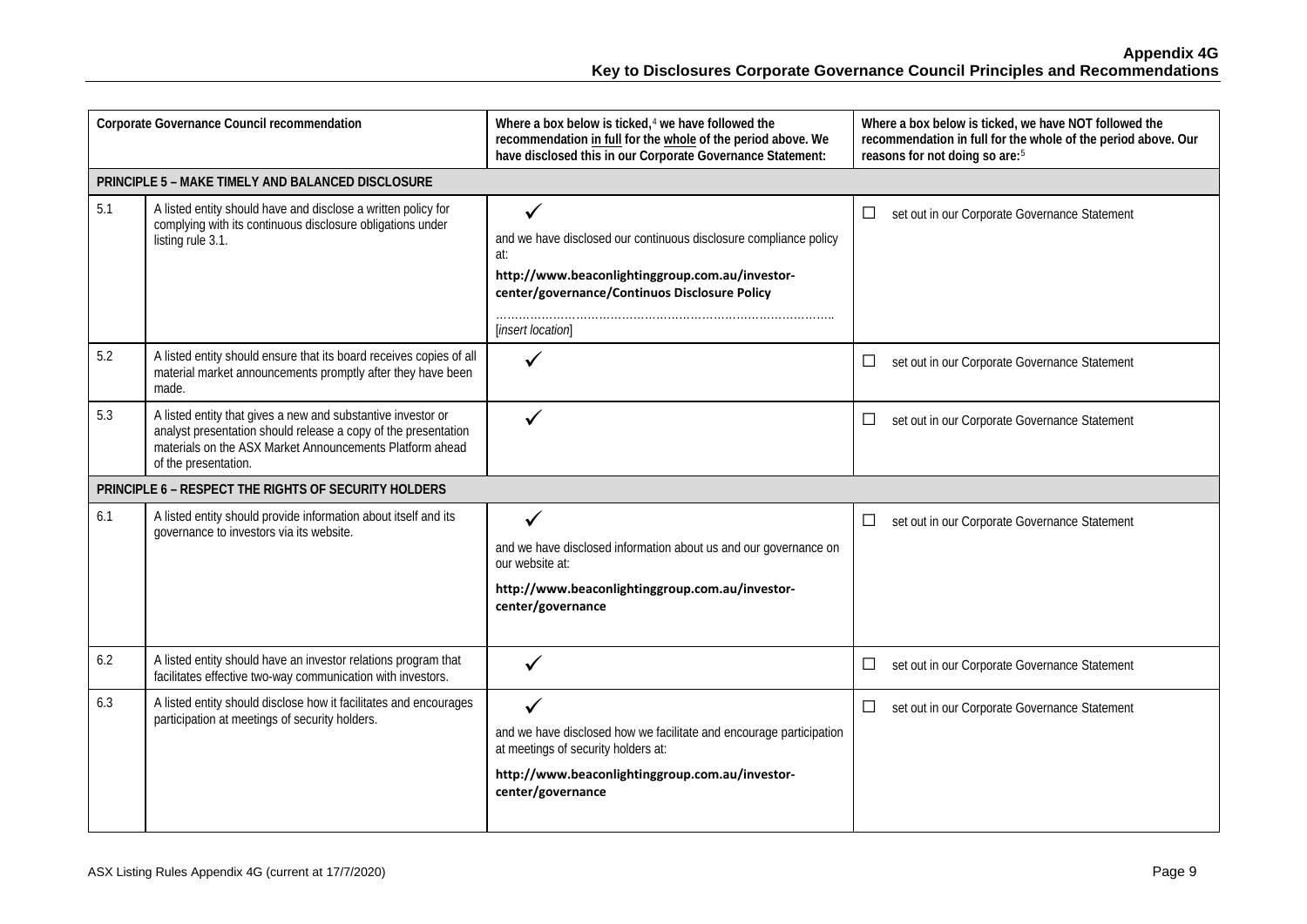**Appendix 4G**
**Key to Disclosures Corporate Governance Council Principles and Recommendations**

| Corporate Governance Council recommendation | | Where a box below is ticked,[4] we have followed the recommendation <u>in full</u> for the <u>whole</u> of the period above. We have disclosed this in our Corporate Governance Statement: | Where a box below is ticked, we have NOT followed the recommendation in full for the whole of the period above. Our reasons for not doing so are:[5] |
|---|---|---|---|
| **PRINCIPLE 5 – MAKE TIMELY AND BALANCED DISCLOSURE** | | | |
| 5.1 | A listed entity should have and disclose a written policy for complying with its continuous disclosure obligations under listing rule 3.1. | ✓ and we have disclosed our continuous disclosure compliance policy at: **http://www.beaconlightinggroup.com.au/investor-center/governance/Continuos Disclosure Policy** …………………………………………………………………………. [*insert location*] | ☐ set out in our Corporate Governance Statement |
| 5.2 | A listed entity should ensure that its board receives copies of all material market announcements promptly after they have been made. | ✓ | ☐ set out in our Corporate Governance Statement |
| 5.3 | A listed entity that gives a new and substantive investor or analyst presentation should release a copy of the presentation materials on the ASX Market Announcements Platform ahead of the presentation. | ✓ | ☐ set out in our Corporate Governance Statement |
| **PRINCIPLE 6 – RESPECT THE RIGHTS OF SECURITY HOLDERS** | | | |
| 6.1 | A listed entity should provide information about itself and its governance to investors via its website. | ✓ and we have disclosed information about us and our governance on our website at: **http://www.beaconlightinggroup.com.au/investor-center/governance** | ☐ set out in our Corporate Governance Statement |
| 6.2 | A listed entity should have an investor relations program that facilitates effective two-way communication with investors. | ✓ | ☐ set out in our Corporate Governance Statement |
| 6.3 | A listed entity should disclose how it facilitates and encourages participation at meetings of security holders. | ✓ and we have disclosed how we facilitate and encourage participation at meetings of security holders at: **http://www.beaconlightinggroup.com.au/investor-center/governance** | ☐ set out in our Corporate Governance Statement |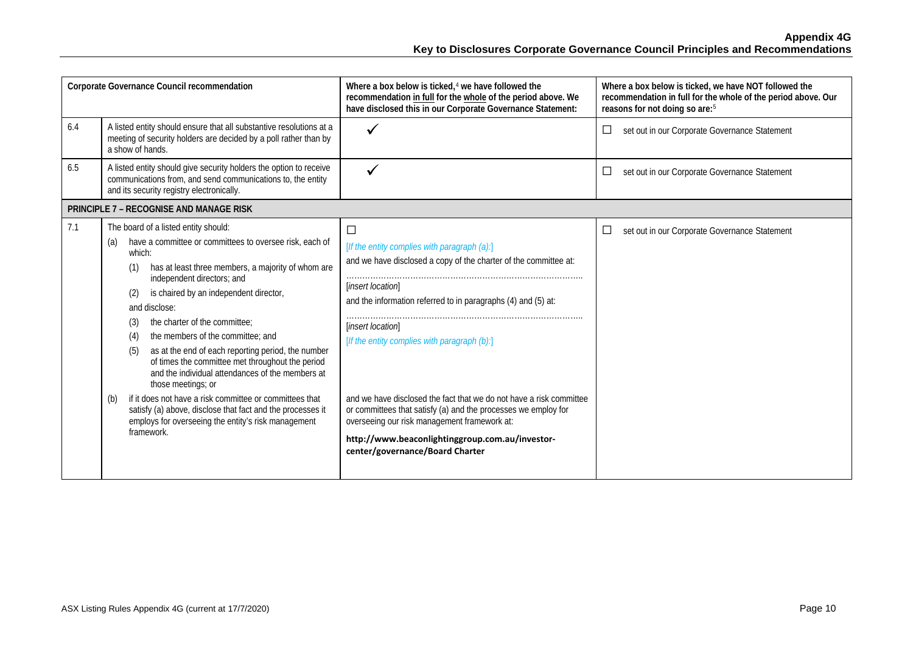| Corporate Governance Council recommendation | | Where a box below is ticked,[4] we have followed the recommendation in full for the whole of the period above. We have disclosed this in our Corporate Governance Statement: | Where a box below is ticked, we have NOT followed the recommendation in full for the whole of the period above. Our reasons for not doing so are:[5] |
|---|---|---|---|
| 6.4 | A listed entity should ensure that all substantive resolutions at a meeting of security holders are decided by a poll rather than by a show of hands. | ✓ | ☐ set out in our Corporate Governance Statement |
| 6.5 | A listed entity should give security holders the option to receive communications from, and send communications to, the entity and its security registry electronically. | ✓ | ☐ set out in our Corporate Governance Statement |
| **PRINCIPLE 7 – RECOGNISE AND MANAGE RISK** | | | |
| 7.1 | The board of a listed entity should:<br>(a) have a committee or committees to oversee risk, each of which:<br>(1) has at least three members, a majority of whom are independent directors; and<br>(2) is chaired by an independent director,<br>and disclose:<br>(3) the charter of the committee;<br>(4) the members of the committee; and<br>(5) as at the end of each reporting period, the number of times the committee met throughout the period and the individual attendances of the members at those meetings; or<br>(b) if it does not have a risk committee or committees that satisfy (a) above, disclose that fact and the processes it employs for overseeing the entity's risk management framework. | ☐<br>*[If the entity complies with paragraph (a):]*<br>and we have disclosed a copy of the charter of the committee at:<br>……………………………………………………………………….<br>[*insert location*]<br>and the information referred to in paragraphs (4) and (5) at:<br>……………………………………………………………………….<br>[*insert location*]<br>*[If the entity complies with paragraph (b):]*<br>and we have disclosed the fact that we do not have a risk committee or committees that satisfy (a) and the processes we employ for overseeing our risk management framework at:<br>**http://www.beaconlightinggroup.com.au/investor-center/governance/Board Charter** | ☐ set out in our Corporate Governance Statement |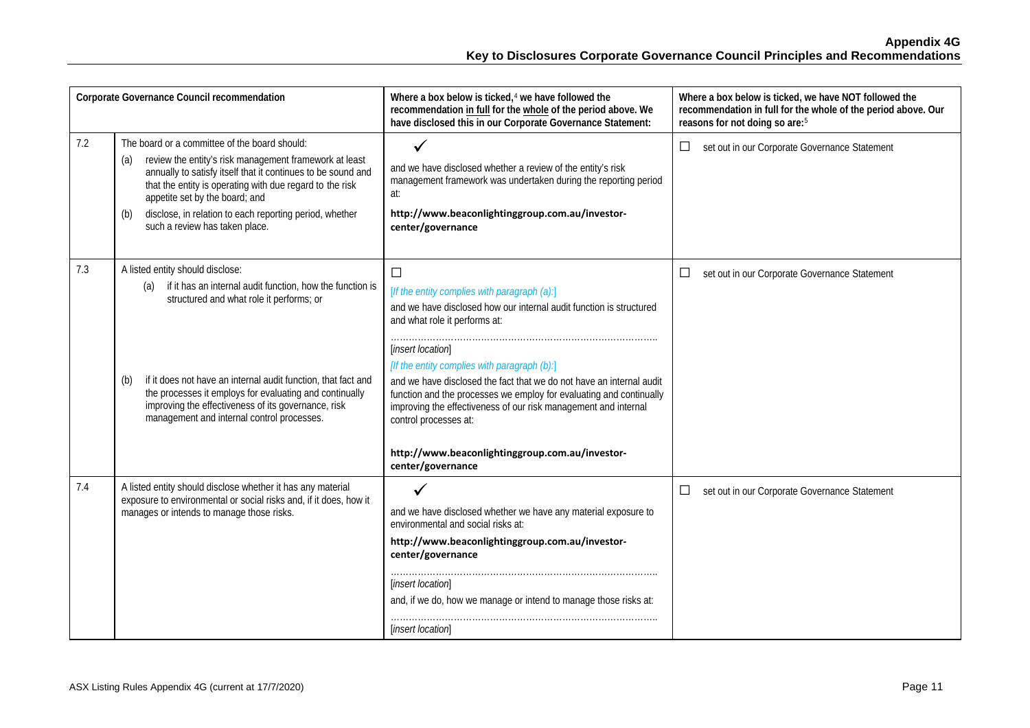| | Corporate Governance Council recommendation | Where a box below is ticked,[4] we have followed the recommendation **in full** for the **whole** of the period above. We have disclosed this in our Corporate Governance Statement: | Where a box below is ticked, we have NOT followed the recommendation in full for the whole of the period above. Our reasons for not doing so are:[5] |
|---|---|---|---|
| 7.2 | The board or a committee of the board should:<br>(a) review the entity's risk management framework at least annually to satisfy itself that it continues to be sound and that the entity is operating with due regard to the risk appetite set by the board; and<br>(b) disclose, in relation to each reporting period, whether such a review has taken place. | ✓<br>and we have disclosed whether a review of the entity's risk management framework was undertaken during the reporting period at:<br>**http://www.beaconlightinggroup.com.au/investor-center/governance** | ☐ set out in our Corporate Governance Statement |
| 7.3 | A listed entity should disclose:<br>(a) if it has an internal audit function, how the function is structured and what role it performs; or<br>(b) if it does not have an internal audit function, that fact and the processes it employs for evaluating and continually improving the effectiveness of its governance, risk management and internal control processes. | ☐<br>*[If the entity complies with paragraph (a):]*<br>and we have disclosed how our internal audit function is structured and what role it performs at:<br>…………………………………………………………………………<br>[*insert location*]<br>*[If the entity complies with paragraph (b):]*<br>and we have disclosed the fact that we do not have an internal audit function and the processes we employ for evaluating and continually improving the effectiveness of our risk management and internal control processes at:<br>**http://www.beaconlightinggroup.com.au/investor-center/governance** | ☐ set out in our Corporate Governance Statement |
| 7.4 | A listed entity should disclose whether it has any material exposure to environmental or social risks and, if it does, how it manages or intends to manage those risks. | ✓<br>and we have disclosed whether we have any material exposure to environmental and social risks at:<br>**http://www.beaconlightinggroup.com.au/investor-center/governance**<br>…………………………………………………………………………<br>[*insert location*]<br>and, if we do, how we manage or intend to manage those risks at:<br>…………………………………………………………………………<br>[*insert location*] | ☐ set out in our Corporate Governance Statement |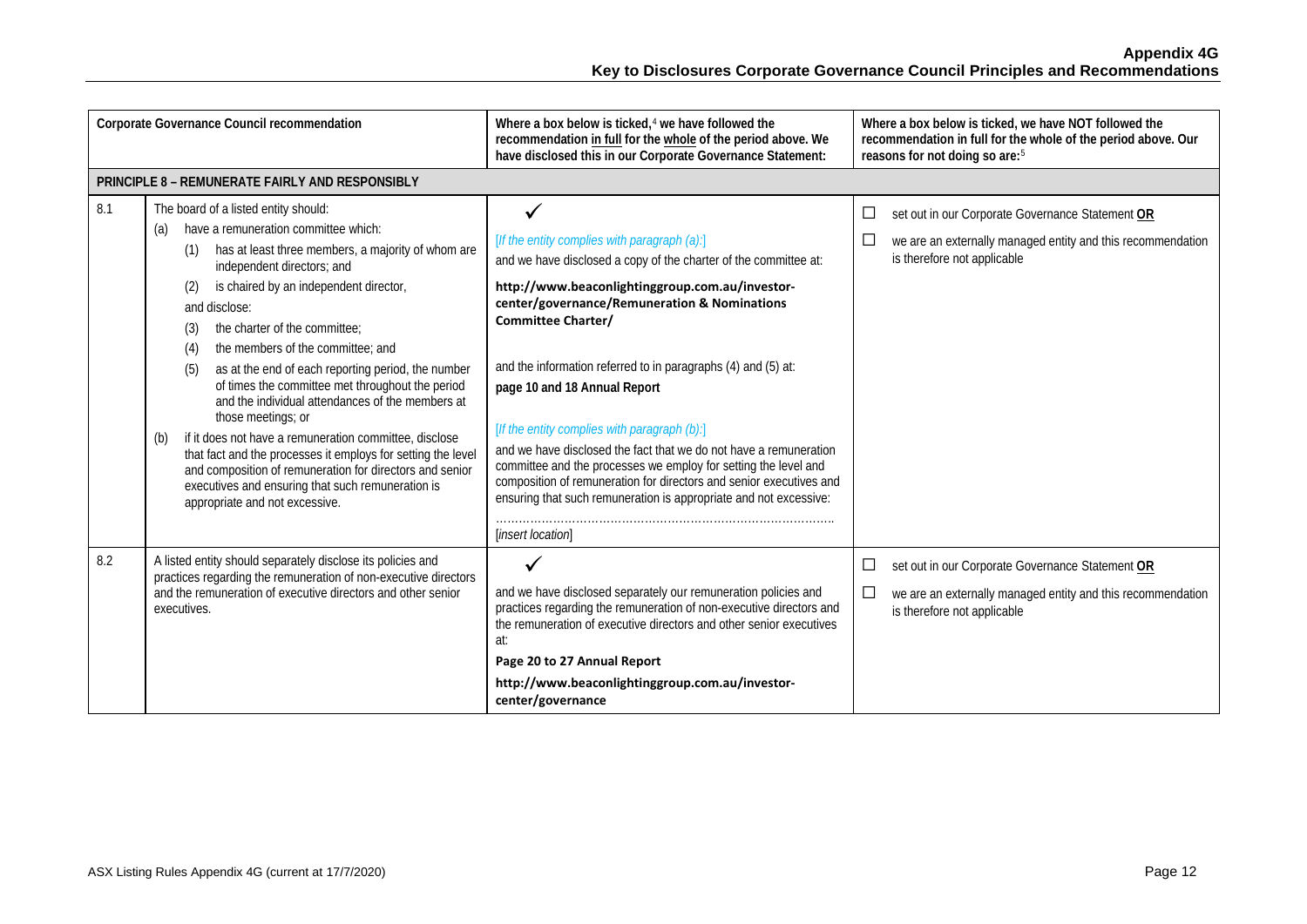| Corporate Governance Council recommendation | | Where a box below is ticked,[4] we have followed the recommendation <u>in full</u> for the <u>whole</u> of the period above. We have disclosed this in our Corporate Governance Statement: | Where a box below is ticked, we have NOT followed the recommendation in full for the whole of the period above. Our reasons for not doing so are:[5] |
|---|---|---|---|
| **PRINCIPLE 8 – REMUNERATE FAIRLY AND RESPONSIBLY** | | | |
| 8.1 | The board of a listed entity should:<br>(a) have a remuneration committee which:<br>(1) has at least three members, a majority of whom are independent directors; and<br>(2) is chaired by an independent director,<br>and disclose:<br>(3) the charter of the committee;<br>(4) the members of the committee; and<br>(5) as at the end of each reporting period, the number of times the committee met throughout the period and the individual attendances of the members at those meetings; or<br>(b) if it does not have a remuneration committee, disclose that fact and the processes it employs for setting the level and composition of remuneration for directors and senior executives and ensuring that such remuneration is appropriate and not excessive. | ✓<br>*[If the entity complies with paragraph (a):]*<br>and we have disclosed a copy of the charter of the committee at:<br>**http://www.beaconlightinggroup.com.au/investor-center/governance/Remuneration & Nominations Committee Charter/**<br>and the information referred to in paragraphs (4) and (5) at:<br>**page 10 and 18 Annual Report**<br>*[If the entity complies with paragraph (b):]*<br>and we have disclosed the fact that we do not have a remuneration committee and the processes we employ for setting the level and composition of remuneration for directors and senior executives and ensuring that such remuneration is appropriate and not excessive:<br>……………………………………………………………………….<br>[*insert location*] | ☐ set out in our Corporate Governance Statement **<u>OR</u>**<br>☐ we are an externally managed entity and this recommendation is therefore not applicable |
| 8.2 | A listed entity should separately disclose its policies and practices regarding the remuneration of non-executive directors and the remuneration of executive directors and other senior executives. | ✓<br>and we have disclosed separately our remuneration policies and practices regarding the remuneration of non-executive directors and the remuneration of executive directors and other senior executives at:<br>**Page 20 to 27 Annual Report**<br>**http://www.beaconlightinggroup.com.au/investor-center/governance** | ☐ set out in our Corporate Governance Statement **<u>OR</u>**<br>☐ we are an externally managed entity and this recommendation is therefore not applicable |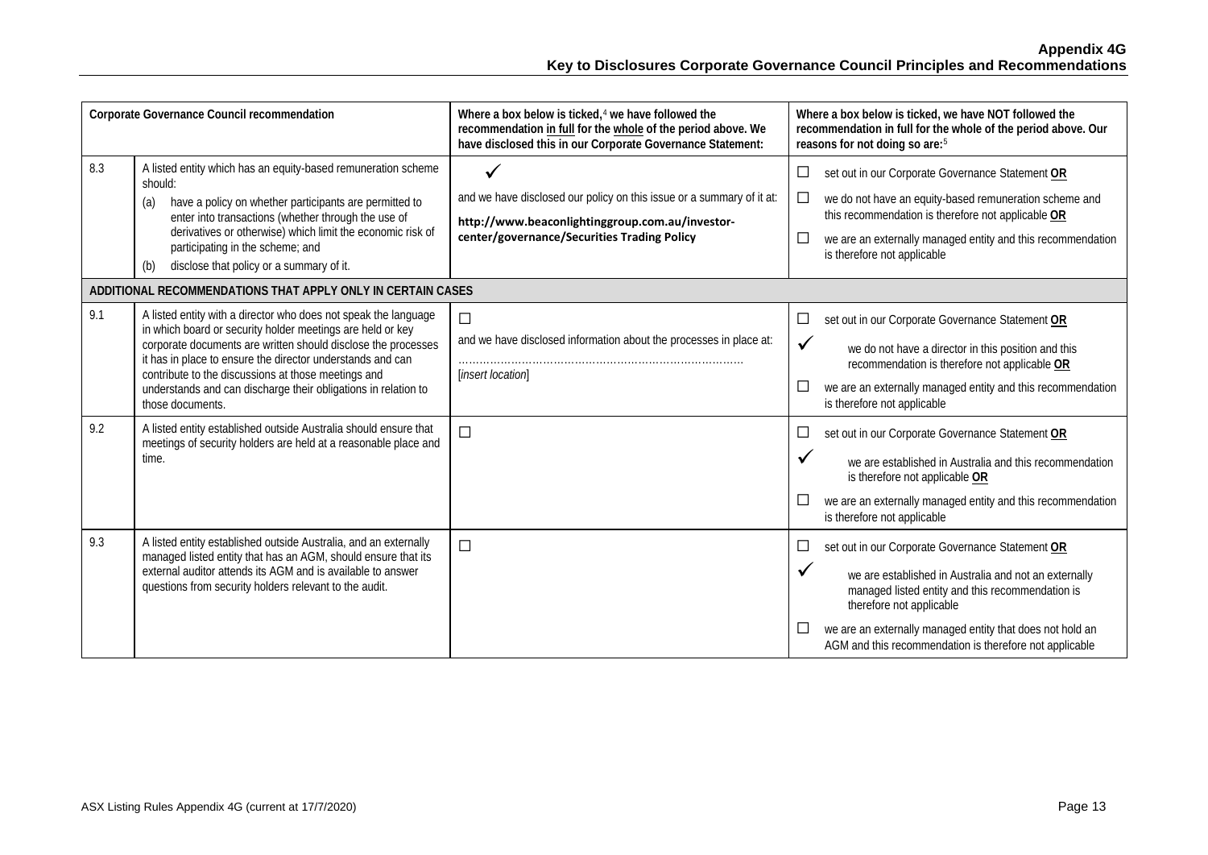| Corporate Governance Council recommendation | | Where a box below is ticked,[4] we have followed the recommendation in full for the whole of the period above. We have disclosed this in our Corporate Governance Statement: | Where a box below is ticked, we have NOT followed the recommendation in full for the whole of the period above. Our reasons for not doing so are:[5] |
|---|---|---|---|
| 8.3 | A listed entity which has an equity-based remuneration scheme should: (a) have a policy on whether participants are permitted to enter into transactions (whether through the use of derivatives or otherwise) which limit the economic risk of participating in the scheme; and (b) disclose that policy or a summary of it. | ✓ and we have disclosed our policy on this issue or a summary of it at: **http://www.beaconlightinggroup.com.au/investor-center/governance/Securities Trading Policy** | ☐ set out in our Corporate Governance Statement **OR** ☐ we do not have an equity-based remuneration scheme and this recommendation is therefore not applicable **OR** ☐ we are an externally managed entity and this recommendation is therefore not applicable |
| **ADDITIONAL RECOMMENDATIONS THAT APPLY ONLY IN CERTAIN CASES** | | | |
| 9.1 | A listed entity with a director who does not speak the language in which board or security holder meetings are held or key corporate documents are written should disclose the processes it has in place to ensure the director understands and can contribute to the discussions at those meetings and understands and can discharge their obligations in relation to those documents. | ☐ and we have disclosed information about the processes in place at: ……………………………………………………………………… [*insert location*] | ☐ set out in our Corporate Governance Statement **OR** ✓ we do not have a director in this position and this recommendation is therefore not applicable **OR** ☐ we are an externally managed entity and this recommendation is therefore not applicable |
| 9.2 | A listed entity established outside Australia should ensure that meetings of security holders are held at a reasonable place and time. | ☐ | ☐ set out in our Corporate Governance Statement **OR** ✓ we are established in Australia and this recommendation is therefore not applicable **OR** ☐ we are an externally managed entity and this recommendation is therefore not applicable |
| 9.3 | A listed entity established outside Australia, and an externally managed listed entity that has an AGM, should ensure that its external auditor attends its AGM and is available to answer questions from security holders relevant to the audit. | ☐ | ☐ set out in our Corporate Governance Statement **OR** ✓ we are established in Australia and not an externally managed listed entity and this recommendation is therefore not applicable ☐ we are an externally managed entity that does not hold an AGM and this recommendation is therefore not applicable |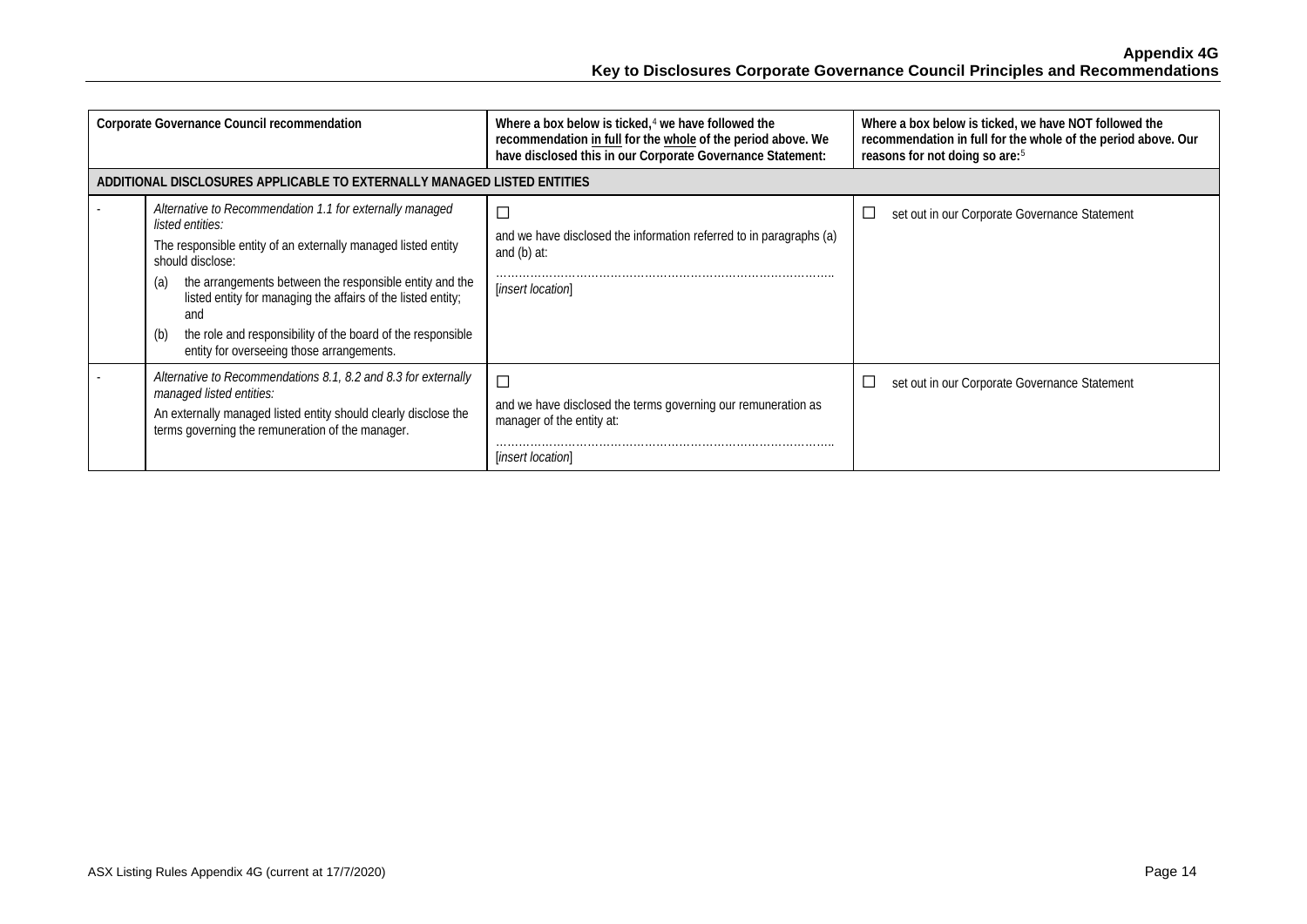| Corporate Governance Council recommendation | | Where a box below is ticked,[4] we have followed the recommendation <u>in full</u> for the <u>whole</u> of the period above. We have disclosed this in our Corporate Governance Statement: | Where a box below is ticked, we have NOT followed the recommendation in full for the whole of the period above. Our reasons for not doing so are:[5] |
|---|---|---|---|
| **ADDITIONAL DISCLOSURES APPLICABLE TO EXTERNALLY MANAGED LISTED ENTITIES** | | | |
| - | *Alternative to Recommendation 1.1 for externally managed listed entities:* The responsible entity of an externally managed listed entity should disclose: (a) the arrangements between the responsible entity and the listed entity for managing the affairs of the listed entity; and (b) the role and responsibility of the board of the responsible entity for overseeing those arrangements. | ☐ and we have disclosed the information referred to in paragraphs (a) and (b) at: ………………………………………………………………………….. [*insert location*] | ☐ set out in our Corporate Governance Statement |
| - | *Alternative to Recommendations 8.1, 8.2 and 8.3 for externally managed listed entities:* An externally managed listed entity should clearly disclose the terms governing the remuneration of the manager. | ☐ and we have disclosed the terms governing our remuneration as manager of the entity at: ………………………………………………………………………….. [*insert location*] | ☐ set out in our Corporate Governance Statement |